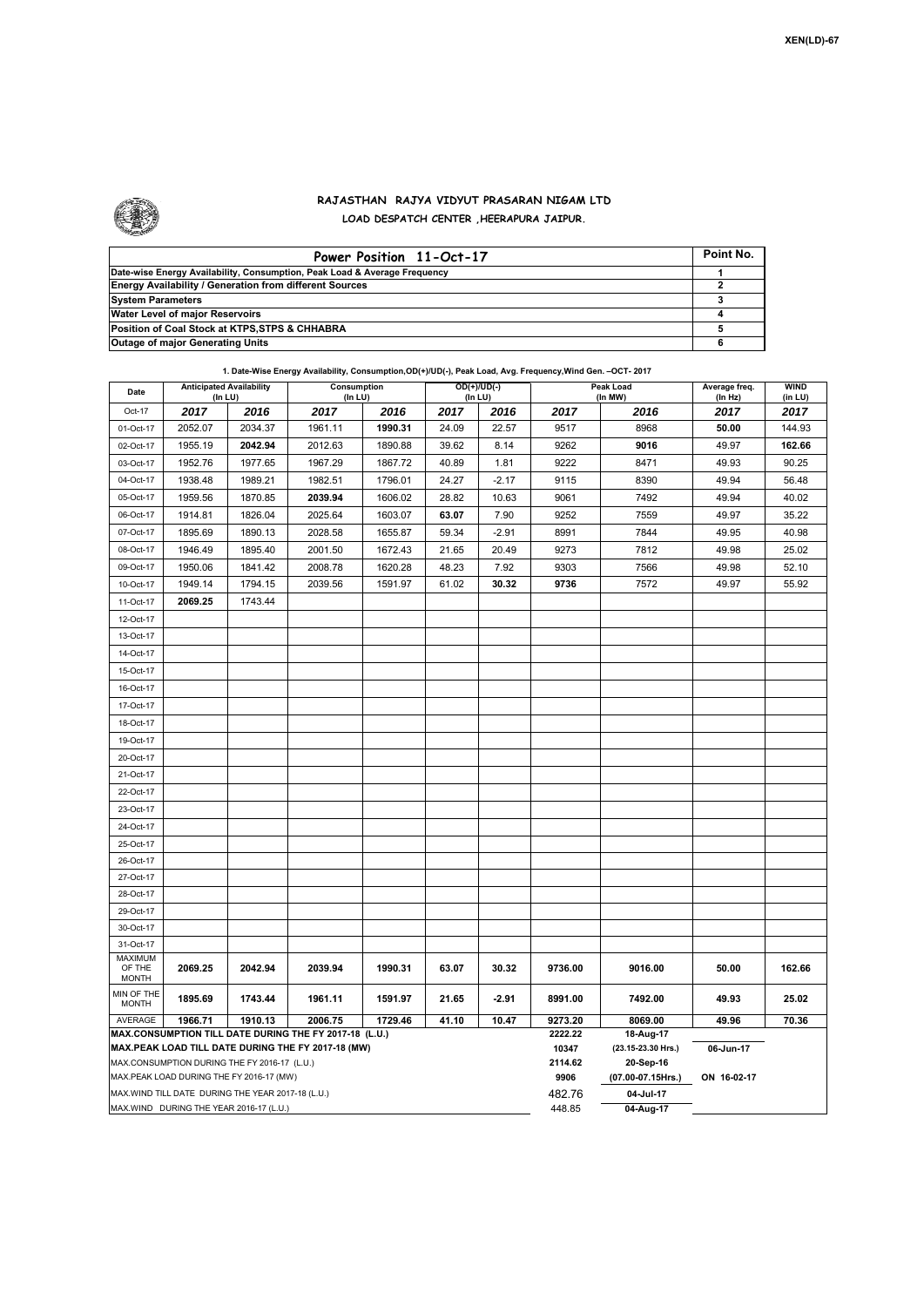XEN(LD)-67

## RAJASTHAN RAJYA VIDYUT PRASARAN NIGAM LTD

### LOAD DESPATCH CENTER ,HEERAPURA JAIPUR.

| Power Position 11-Oct-17 | Point No. |
|---|---|
| Date-wise Energy Availability, Consumption, Peak Load & Average Frequency | 1 |
| Energy Availability / Generation from different Sources | 2 |
| System Parameters | 3 |
| Water Level of major Reservoirs | 4 |
| Position of Coal Stock at KTPS,STPS & CHHABRA | 5 |
| Outage of major Generating Units | 6 |

**1. Date-Wise Energy Availability, Consumption,OD(+)/UD(-), Peak Load, Avg. Frequency,Wind Gen. –OCT- 2017**

| Date | Anticipated Availability (In LU) | | Consumption (In LU) | | OD(+)/UD(-) (In LU) | | Peak Load (In MW) | | Average freq. (In Hz) | WIND (in LU) |
|---|---|---|---|---|---|---|---|---|---|---|
| Oct-17 | 2017 | 2016 | 2017 | 2016 | 2017 | 2016 | 2017 | 2016 | 2017 | 2017 |
| 01-Oct-17 | 2052.07 | 2034.37 | 1961.11 | 1990.31 | 24.09 | 22.57 | 9517 | 8968 | 50.00 | 144.93 |
| 02-Oct-17 | 1955.19 | 2042.94 | 2012.63 | 1890.88 | 39.62 | 8.14 | 9262 | 9016 | 49.97 | 162.66 |
| 03-Oct-17 | 1952.76 | 1977.65 | 1967.29 | 1867.72 | 40.89 | 1.81 | 9222 | 8471 | 49.93 | 90.25 |
| 04-Oct-17 | 1938.48 | 1989.21 | 1982.51 | 1796.01 | 24.27 | -2.17 | 9115 | 8390 | 49.94 | 56.48 |
| 05-Oct-17 | 1959.56 | 1870.85 | 2039.94 | 1606.02 | 28.82 | 10.63 | 9061 | 7492 | 49.94 | 40.02 |
| 06-Oct-17 | 1914.81 | 1826.04 | 2025.64 | 1603.07 | 63.07 | 7.90 | 9252 | 7559 | 49.97 | 35.22 |
| 07-Oct-17 | 1895.69 | 1890.13 | 2028.58 | 1655.87 | 59.34 | -2.91 | 8991 | 7844 | 49.95 | 40.98 |
| 08-Oct-17 | 1946.49 | 1895.40 | 2001.50 | 1672.43 | 21.65 | 20.49 | 9273 | 7812 | 49.98 | 25.02 |
| 09-Oct-17 | 1950.06 | 1841.42 | 2008.78 | 1620.28 | 48.23 | 7.92 | 9303 | 7566 | 49.98 | 52.10 |
| 10-Oct-17 | 1949.14 | 1794.15 | 2039.56 | 1591.97 | 61.02 | 30.32 | 9736 | 7572 | 49.97 | 55.92 |
| 11-Oct-17 | 2069.25 | 1743.44 | | | | | | | | |
| 12-Oct-17 | | | | | | | | | | |
| 13-Oct-17 | | | | | | | | | | |
| 14-Oct-17 | | | | | | | | | | |
| 15-Oct-17 | | | | | | | | | | |
| 16-Oct-17 | | | | | | | | | | |
| 17-Oct-17 | | | | | | | | | | |
| 18-Oct-17 | | | | | | | | | | |
| 19-Oct-17 | | | | | | | | | | |
| 20-Oct-17 | | | | | | | | | | |
| 21-Oct-17 | | | | | | | | | | |
| 22-Oct-17 | | | | | | | | | | |
| 23-Oct-17 | | | | | | | | | | |
| 24-Oct-17 | | | | | | | | | | |
| 25-Oct-17 | | | | | | | | | | |
| 26-Oct-17 | | | | | | | | | | |
| 27-Oct-17 | | | | | | | | | | |
| 28-Oct-17 | | | | | | | | | | |
| 29-Oct-17 | | | | | | | | | | |
| 30-Oct-17 | | | | | | | | | | |
| 31-Oct-17 | | | | | | | | | | |
| MAXIMUM OF THE MONTH | 2069.25 | 2042.94 | 2039.94 | 1990.31 | 63.07 | 30.32 | 9736.00 | 9016.00 | 50.00 | 162.66 |
| MIN OF THE MONTH | 1895.69 | 1743.44 | 1961.11 | 1591.97 | 21.65 | -2.91 | 8991.00 | 7492.00 | 49.93 | 25.02 |
| AVERAGE | 1966.71 | 1910.13 | 2006.75 | 1729.46 | 41.10 | 10.47 | 9273.20 | 8069.00 | 49.96 | 70.36 |
| MAX.CONSUMPTION TILL DATE DURING THE FY 2017-18 (L.U.) | | | | | | | 2222.22 | 18-Aug-17 | | |
| MAX.PEAK LOAD TILL DATE DURING THE FY 2017-18 (MW) | | | | | | | 10347 | (23.15-23.30 Hrs.) | 06-Jun-17 | |
| MAX.CONSUMPTION DURING THE FY 2016-17 (L.U.) | | | | | | | 2114.62 | 20-Sep-16 | | |
| MAX.PEAK LOAD DURING THE FY 2016-17 (MW) | | | | | | | 9906 | (07.00-07.15Hrs.) | ON 16-02-17 | |
| MAX.WIND TILL DATE DURING THE YEAR 2017-18 (L.U.) | | | | | | | 482.76 | 04-Jul-17 | | |
| MAX.WIND DURING THE YEAR 2016-17 (L.U.) | | | | | | | 448.85 | 04-Aug-17 | | |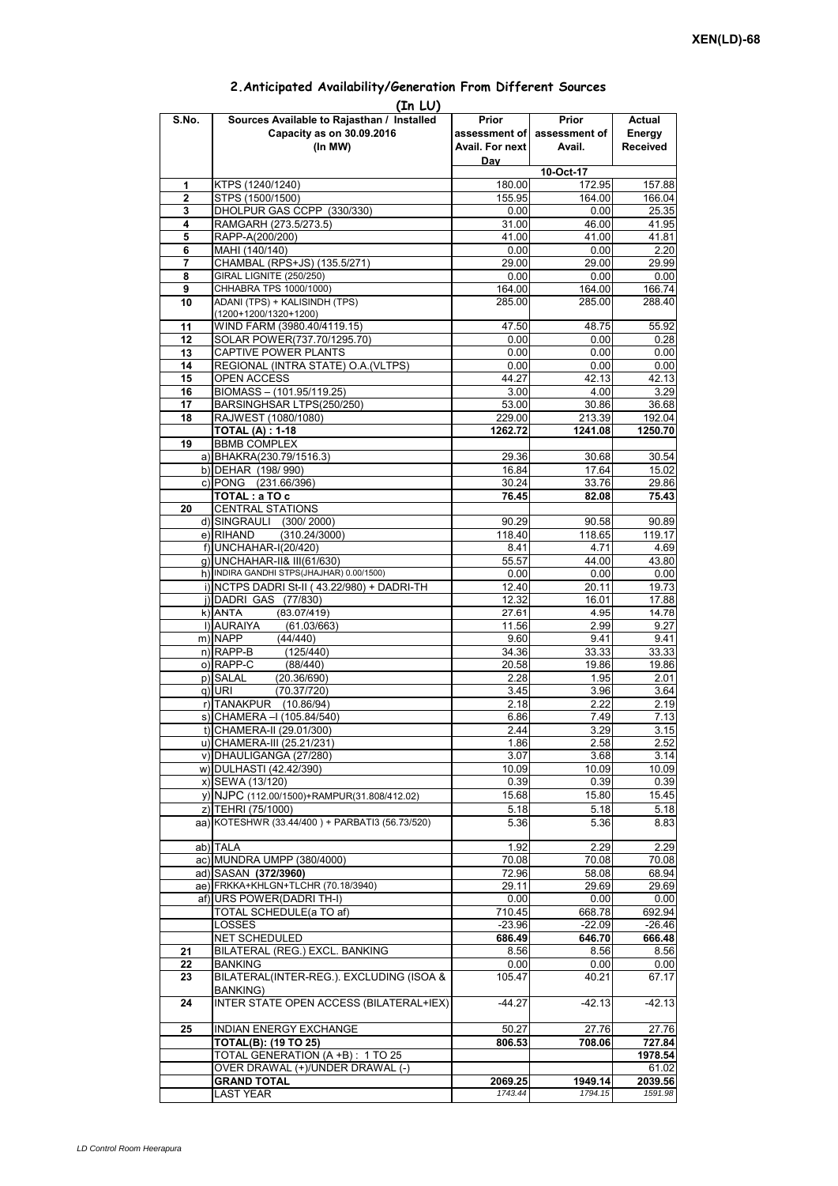## 2.Anticipated Availability/Generation From Different Sources

**(In LU)**

| S.No. | Sources Available to Rajasthan / Installed Capacity as on 30.09.2016 (In MW) | Prior assessment of Avail. For next Day | Prior assessment of Avail. | Actual Energy Received |
|---|---|---|---|---|
| | | | 10-Oct-17 | |
| 1 | KTPS (1240/1240) | 180.00 | 172.95 | 157.88 |
| 2 | STPS (1500/1500) | 155.95 | 164.00 | 166.04 |
| 3 | DHOLPUR GAS CCPP (330/330) | 0.00 | 0.00 | 25.35 |
| 4 | RAMGARH (273.5/273.5) | 31.00 | 46.00 | 41.95 |
| 5 | RAPP-A(200/200) | 41.00 | 41.00 | 41.81 |
| 6 | MAHI (140/140) | 0.00 | 0.00 | 2.20 |
| 7 | CHAMBAL (RPS+JS) (135.5/271) | 29.00 | 29.00 | 29.99 |
| 8 | GIRAL LIGNITE (250/250) | 0.00 | 0.00 | 0.00 |
| 9 | CHHABRA TPS 1000/1000) | 164.00 | 164.00 | 166.74 |
| 10 | ADANI (TPS) + KALISINDH (TPS) (1200+1200/1320+1200) | 285.00 | 285.00 | 288.40 |
| 11 | WIND FARM (3980.40/4119.15) | 47.50 | 48.75 | 55.92 |
| 12 | SOLAR POWER(737.70/1295.70) | 0.00 | 0.00 | 0.28 |
| 13 | CAPTIVE POWER PLANTS | 0.00 | 0.00 | 0.00 |
| 14 | REGIONAL (INTRA STATE) O.A.(VLTPS) | 0.00 | 0.00 | 0.00 |
| 15 | OPEN ACCESS | 44.27 | 42.13 | 42.13 |
| 16 | BIOMASS – (101.95/119.25) | 3.00 | 4.00 | 3.29 |
| 17 | BARSINGHSAR LTPS(250/250) | 53.00 | 30.86 | 36.68 |
| 18 | RAJWEST (1080/1080) | 229.00 | 213.39 | 192.04 |
| | **TOTAL (A) : 1-18** | **1262.72** | **1241.08** | **1250.70** |
| 19 | BBMB COMPLEX | | | |
| | a) BHAKRA(230.79/1516.3) | 29.36 | 30.68 | 30.54 |
| | b) DEHAR (198/ 990) | 16.84 | 17.64 | 15.02 |
| | c) PONG (231.66/396) | 30.24 | 33.76 | 29.86 |
| | **TOTAL : a TO c** | **76.45** | **82.08** | **75.43** |
| 20 | CENTRAL STATIONS | | | |
| | d) SINGRAULI (300/ 2000) | 90.29 | 90.58 | 90.89 |
| | e) RIHAND (310.24/3000) | 118.40 | 118.65 | 119.17 |
| | f) UNCHAHAR-I(20/420) | 8.41 | 4.71 | 4.69 |
| | g) UNCHAHAR-II& III(61/630) | 55.57 | 44.00 | 43.80 |
| | h) INDIRA GANDHI STPS(JHAJHAR) 0.00/1500) | 0.00 | 0.00 | 0.00 |
| | i) NCTPS DADRI St-II ( 43.22/980) + DADRI-TH | 12.40 | 20.11 | 19.73 |
| | j) DADRI GAS (77/830) | 12.32 | 16.01 | 17.88 |
| | k) ANTA (83.07/419) | 27.61 | 4.95 | 14.78 |
| | l) AURAIYA (61.03/663) | 11.56 | 2.99 | 9.27 |
| | m) NAPP (44/440) | 9.60 | 9.41 | 9.41 |
| | n) RAPP-B (125/440) | 34.36 | 33.33 | 33.33 |
| | o) RAPP-C (88/440) | 20.58 | 19.86 | 19.86 |
| | p) SALAL (20.36/690) | 2.28 | 1.95 | 2.01 |
| | q) URI (70.37/720) | 3.45 | 3.96 | 3.64 |
| | r) TANAKPUR (10.86/94) | 2.18 | 2.22 | 2.19 |
| | s) CHAMERA –I (105.84/540) | 6.86 | 7.49 | 7.13 |
| | t) CHAMERA-II (29.01/300) | 2.44 | 3.29 | 3.15 |
| | u) CHAMERA-III (25.21/231) | 1.86 | 2.58 | 2.52 |
| | v) DHAULIGANGA (27/280) | 3.07 | 3.68 | 3.14 |
| | w) DULHASTI (42.42/390) | 10.09 | 10.09 | 10.09 |
| | x) SEWA (13/120) | 0.39 | 0.39 | 0.39 |
| | y) NJPC (112.00/1500)+RAMPUR(31.808/412.02) | 15.68 | 15.80 | 15.45 |
| | z) TEHRI (75/1000) | 5.18 | 5.18 | 5.18 |
| | aa) KOTESHWR (33.44/400 ) + PARBATI3 (56.73/520) | 5.36 | 5.36 | 8.83 |
| | ab) TALA | 1.92 | 2.29 | 2.29 |
| | ac) MUNDRA UMPP (380/4000) | 70.08 | 70.08 | 70.08 |
| | ad) SASAN **(372/3960)** | 72.96 | 58.08 | 68.94 |
| | ae) FRKKA+KHLGN+TLCHR (70.18/3940) | 29.11 | 29.69 | 29.69 |
| | af) URS POWER(DADRI TH-I) | 0.00 | 0.00 | 0.00 |
| | TOTAL SCHEDULE(a TO af) | 710.45 | 668.78 | 692.94 |
| | LOSSES | -23.96 | -22.09 | -26.46 |
| | NET SCHEDULED | **686.49** | **646.70** | **666.48** |
| 21 | BILATERAL (REG.) EXCL. BANKING | 8.56 | 8.56 | 8.56 |
| 22 | BANKING | 0.00 | 0.00 | 0.00 |
| 23 | BILATERAL(INTER-REG.). EXCLUDING (ISOA & BANKING) | 105.47 | 40.21 | 67.17 |
| 24 | INTER STATE OPEN ACCESS (BILATERAL+IEX) | -44.27 | -42.13 | -42.13 |
| 25 | INDIAN ENERGY EXCHANGE | 50.27 | 27.76 | 27.76 |
| | **TOTAL(B): (19 TO 25)** | **806.53** | **708.06** | **727.84** |
| | TOTAL GENERATION (A +B) : 1 TO 25 | | | **1978.54** |
| | OVER DRAWAL (+)/UNDER DRAWAL (-) | | | 61.02 |
| | **GRAND TOTAL** | **2069.25** | **1949.14** | **2039.56** |
| | LAST YEAR | *1743.44* | *1794.15* | *1591.98* |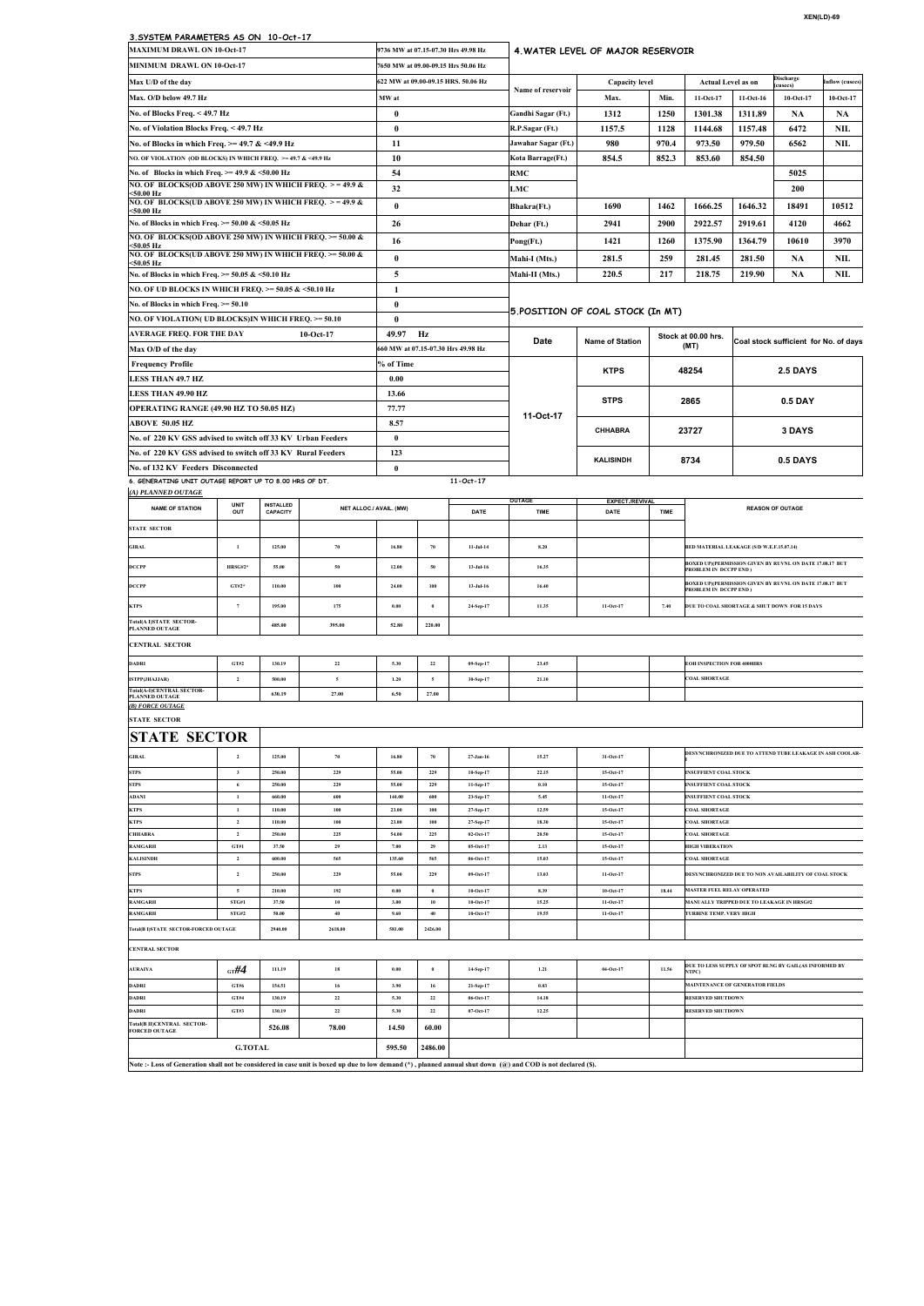XEN(LD)-69

## 3.SYSTEM PARAMETERS AS ON 10-Oct-17

| | |
|---|---|
| MAXIMUM DRAWL ON 10-Oct-17 | 9736 MW at 07.15-07.30 Hrs 49.98 Hz |
| MINIMUM DRAWL ON 10-Oct-17 | 7650 MW at 09.00-09.15 Hrs 50.06 Hz |
| Max U/D of the day | 622 MW at 09.00-09.15 HRS. 50.06 Hz |
| Max. O/D below 49.7 Hz | MW at |
| No. of Blocks Freq. < 49.7 Hz | 0 |
| No. of Violation Blocks Freq. < 49.7 Hz | 0 |
| No. of Blocks in which Freq. >= 49.7 & <49.9 Hz | 11 |
| NO. OF VIOLATION (OD BLOCKS) IN WHICH FREQ. >= 49.7 & <49.9 Hz | 10 |
| No. of Blocks in which Freq. >= 49.9 & <50.00 Hz | 54 |
| NO. OF BLOCKS(OD ABOVE 250 MW) IN WHICH FREQ. > = 49.9 & <50.00 Hz | 32 |
| NO. OF BLOCKS(UD ABOVE 250 MW) IN WHICH FREQ. > = 49.9 & <50.00 Hz | 0 |
| No. of Blocks in which Freq. >= 50.00 & <50.05 Hz | 26 |
| NO. OF BLOCKS(OD ABOVE 250 MW) IN WHICH FREQ. >= 50.00 & <50.05 Hz | 16 |
| NO. OF BLOCKS(UD ABOVE 250 MW) IN WHICH FREQ. >= 50.00 & <50.05 Hz | 0 |
| No. of Blocks in which Freq. >= 50.05 & <50.10 Hz | 5 |
| NO. OF UD BLOCKS IN WHICH FREQ. >= 50.05 & <50.10 Hz | 1 |
| No. of Blocks in which Freq. >= 50.10 | 0 |
| NO. OF VIOLATION( UD BLOCKS)IN WHICH FREQ. >= 50.10 | 0 |
| AVERAGE FREQ. FOR THE DAY 10-Oct-17 | 49.97 Hz |
| Max O/D of the day | 660 MW at 07.15-07.30 Hrs 49.98 Hz |
| Frequency Profile | % of Time |
| LESS THAN 49.7 HZ | 0.00 |
| LESS THAN 49.90 HZ | 13.66 |
| OPERATING RANGE (49.90 HZ TO 50.05 HZ) | 77.77 |
| ABOVE 50.05 HZ | 8.57 |
| No. of 220 KV GSS advised to switch off 33 KV Urban Feeders | 0 |
| No. of 220 KV GSS advised to switch off 33 KV Rural Feeders | 123 |
| No. of 132 KV Feeders Disconnected | 0 |

## 4.WATER LEVEL OF MAJOR RESERVOIR

| Name of reservoir | Capacity level | | Actual Level as on | | Discharge (cusecs) | Inflow (cusecs) |
|---|---|---|---|---|---|---|
| | Max. | Min. | 11-Oct-17 | 11-Oct-16 | 10-Oct-17 | 10-Oct-17 |
| Gandhi Sagar (Ft.) | 1312 | 1250 | 1301.38 | 1311.89 | NA | NA |
| R.P.Sagar (Ft.) | 1157.5 | 1128 | 1144.68 | 1157.48 | 6472 | NIL |
| Jawahar Sagar (Ft.) | 980 | 970.4 | 973.50 | 979.50 | 6562 | NIL |
| Kota Barrage(Ft.) | 854.5 | 852.3 | 853.60 | 854.50 | | |
| RMC | | | | | 5025 | |
| LMC | | | | | 200 | |
| Bhakra(Ft.) | 1690 | 1462 | 1666.25 | 1646.32 | 18491 | 10512 |
| Dehar (Ft.) | 2941 | 2900 | 2922.57 | 2919.61 | 4120 | 4662 |
| Pong(Ft.) | 1421 | 1260 | 1375.90 | 1364.79 | 10610 | 3970 |
| Mahi-I (Mts.) | 281.5 | 259 | 281.45 | 281.50 | NA | NIL |
| Mahi-II (Mts.) | 220.5 | 217 | 218.75 | 219.90 | NA | NIL |

## 5.POSITION OF COAL STOCK (In MT)

| Date | Name of Station | Stock at 00.00 hrs. (MT) | Coal stock sufficient for No. of days |
|---|---|---|---|
| 11-Oct-17 | KTPS | 48254 | 2.5 DAYS |
| | STPS | 2865 | 0.5 DAY |
| | CHHABRA | 23727 | 3 DAYS |
| | KALISINDH | 8734 | 0.5 DAYS |

## 6. GENERATING UNIT OUTAGE REPORT UP TO 8.00 HRS OF DT. 11-Oct-17

*(A) PLANNED OUTAGE*

| NAME OF STATION | UNIT OUT | INSTALLED CAPACITY | NET ALLOC./ AVAIL. (MW) | | | OUTAGE DATE | OUTAGE TIME | EXPECT./REVIVAL DATE | TIME | REASON OF OUTAGE |
|---|---|---|---|---|---|---|---|---|---|---|
| **STATE SECTOR** | | | | | | | | | | |
| GIRAL | 1 | 125.00 | 70 | 16.80 | 70 | 11-Jul-14 | 8.20 | | | BED MATERIAL LEAKAGE (S/D W.E.F.15.07.14) |
| DCCPP | HRSG#2* | 55.00 | 50 | 12.00 | 50 | 13-Jul-16 | 16.35 | | | BOXED UP(PERMISSION GIVEN BY RUVNL ON DATE 17.08.17 BUT PROBLEM IN DCCPP END) |
| DCCPP | GT#2* | 110.00 | 100 | 24.00 | 100 | 13-Jul-16 | 16.40 | | | BOXED UP(PERMISSION GIVEN BY RUVNL ON DATE 17.08.17 BUT PROBLEM IN DCCPP END) |
| KTPS | 7 | 195.00 | 175 | 0.00 | 0 | 24-Sep-17 | 11.35 | 11-Oct-17 | 7.40 | DUE TO COAL SHORTAGE & SHUT DOWN FOR 15 DAYS |
| Total(A1)STATE SECTOR-PLANNED OUTAGE | | 485.00 | 395.00 | 52.80 | 220.00 | | | | | |
| **CENTRAL SECTOR** | | | | | | | | | | |
| DADRI | GT#2 | 130.19 | 22 | 5.30 | 22 | 09-Sep-17 | 23.45 | | | EOH INSPECTION FOR 4000HRS |
| ISTPP(JHAJJAR) | 2 | 500.00 | 5 | 1.20 | 5 | 30-Sep-17 | 21.10 | | | COAL SHORTAGE |
| Total(A-I)CENTRAL SECTOR-PLANNED OUTAGE | | 630.19 | 27.00 | 6.50 | 27.00 | | | | | |

*(B) FORCE OUTAGE*

| NAME OF STATION | UNIT OUT | INSTALLED CAPACITY | NET ALLOC./ AVAIL. (MW) | | | OUTAGE DATE | OUTAGE TIME | EXPECT./REVIVAL DATE | TIME | REASON OF OUTAGE |
|---|---|---|---|---|---|---|---|---|---|---|
| **STATE SECTOR** | | | | | | | | | | |
| GIRAL | 2 | 125.00 | 70 | 16.80 | 70 | 27-Jan-16 | 15.27 | 31-Oct-17 | | DESYNCHRONIZED DUE TO ATTEND TUBE LEAKAGE IN ASH COOLAR-I |
| STPS | 3 | 250.00 | 229 | 55.00 | 229 | 10-Sep-17 | 22.15 | 15-Oct-17 | | INSUFFIENT COAL STOCK |
| STPS | 6 | 250.00 | 229 | 55.00 | 229 | 11-Sep-17 | 0.10 | 15-Oct-17 | | INSUFFIENT COAL STOCK |
| ADANI | 1 | 660.00 | 600 | 144.00 | 600 | 23-Sep-17 | 5.45 | 11-Oct-17 | | INSUFFIENT COAL STOCK |
| KTPS | 1 | 110.00 | 100 | 23.00 | 100 | 27-Sep-17 | 12.59 | 15-Oct-17 | | COAL SHORTAGE |
| KTPS | 2 | 110.00 | 100 | 23.00 | 100 | 27-Sep-17 | 18.30 | 15-Oct-17 | | COAL SHORTAGE |
| CHHABRA | 2 | 250.00 | 225 | 54.00 | 225 | 02-Oct-17 | 20.50 | 15-Oct-17 | | COAL SHORTAGE |
| RAMGARH | GT#1 | 37.50 | 29 | 7.00 | 29 | 05-Oct-17 | 2.13 | 15-Oct-17 | | HIGH VIBERATION |
| KALISINDH | 2 | 600.00 | 565 | 135.60 | 565 | 06-Oct-17 | 15.03 | 15-Oct-17 | | COAL SHORTAGE |
| STPS | 2 | 250.00 | 229 | 55.00 | 229 | 09-Oct-17 | 13.03 | 11-Oct-17 | | DESYNCHRONIZED DUE TO NON AVAILABILITY OF COAL STOCK |
| KTPS | 5 | 210.00 | 192 | 0.00 | 0 | 10-Oct-17 | 8.39 | 10-Oct-17 | 18.44 | MASTER FUEL RELAY OPERATED |
| RAMGARH | STG#1 | 37.50 | 10 | 3.00 | 10 | 10-Oct-17 | 15.25 | 11-Oct-17 | | MANUALLY TRIPPED DUE TO LEAKAGE IN HRSG#2 |
| RAMGARH | STG#2 | 50.00 | 40 | 9.60 | 40 | 10-Oct-17 | 19.55 | 11-Oct-17 | | TURBINE TEMP. VERY HIGH |
| Total(B I)STATE SECTOR-FORCED OUTAGE | | 2940.00 | 2618.00 | 581.00 | 2426.00 | | | | | |
| **CENTRAL SECTOR** | | | | | | | | | | |
| AURAIYA | GT#4 | 111.19 | 18 | 0.00 | 0 | 14-Sep-17 | 1.21 | 06-Oct-17 | 11.56 | DUE TO LESS SUPPLY OF SPOT RLNG BY GAIL(AS INFORMED BY NTPC) |
| DADRI | GT#6 | 154.51 | 16 | 3.90 | 16 | 21-Sep-17 | 0.03 | | | MAINTENANCE OF GENERATOR FIELDS |
| DADRI | GT#4 | 130.19 | 22 | 5.30 | 22 | 06-Oct-17 | 14.18 | | | RESERVED SHUTDOWN |
| DADRI | GT#3 | 130.19 | 22 | 5.30 | 22 | 07-Oct-17 | 12.25 | | | RESERVED SHUTDOWN |
| Total(B II)CENTRAL SECTOR-FORCED OUTAGE | | 526.08 | 78.00 | 14.50 | 60.00 | | | | | |
| G.TOTAL | | | | 595.50 | 2486.00 | | | | | |

Note :- Loss of Generation shall not be considered in case unit is boxed up due to low demand (*) , planned annual shut down (@) and COD is not declared ($).